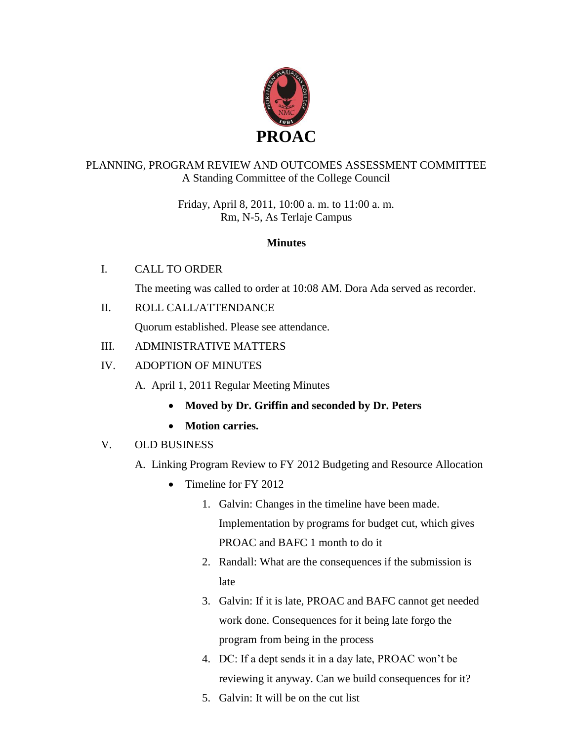# PROAC

PLANNING, PROGRAM REVIEW AND OUTCOMES ASSESSMENT COMMITTEE
A Standing Committee of the College Council

Friday, April 8, 2011, 10:00 a. m. to 11:00 a. m.
Rm, N-5, As Terlaje Campus

**Minutes**

I. CALL TO ORDER

The meeting was called to order at 10:08 AM. Dora Ada served as recorder.

II. ROLL CALL/ATTENDANCE

Quorum established. Please see attendance.

III. ADMINISTRATIVE MATTERS

IV. ADOPTION OF MINUTES

A. April 1, 2011 Regular Meeting Minutes

- **Moved by Dr. Griffin and seconded by Dr. Peters**
- **Motion carries.**

V. OLD BUSINESS

A. Linking Program Review to FY 2012 Budgeting and Resource Allocation

- Timeline for FY 2012
  1. Galvin: Changes in the timeline have been made. Implementation by programs for budget cut, which gives PROAC and BAFC 1 month to do it
  2. Randall: What are the consequences if the submission is late
  3. Galvin: If it is late, PROAC and BAFC cannot get needed work done. Consequences for it being late forgo the program from being in the process
  4. DC: If a dept sends it in a day late, PROAC won't be reviewing it anyway. Can we build consequences for it?
  5. Galvin: It will be on the cut list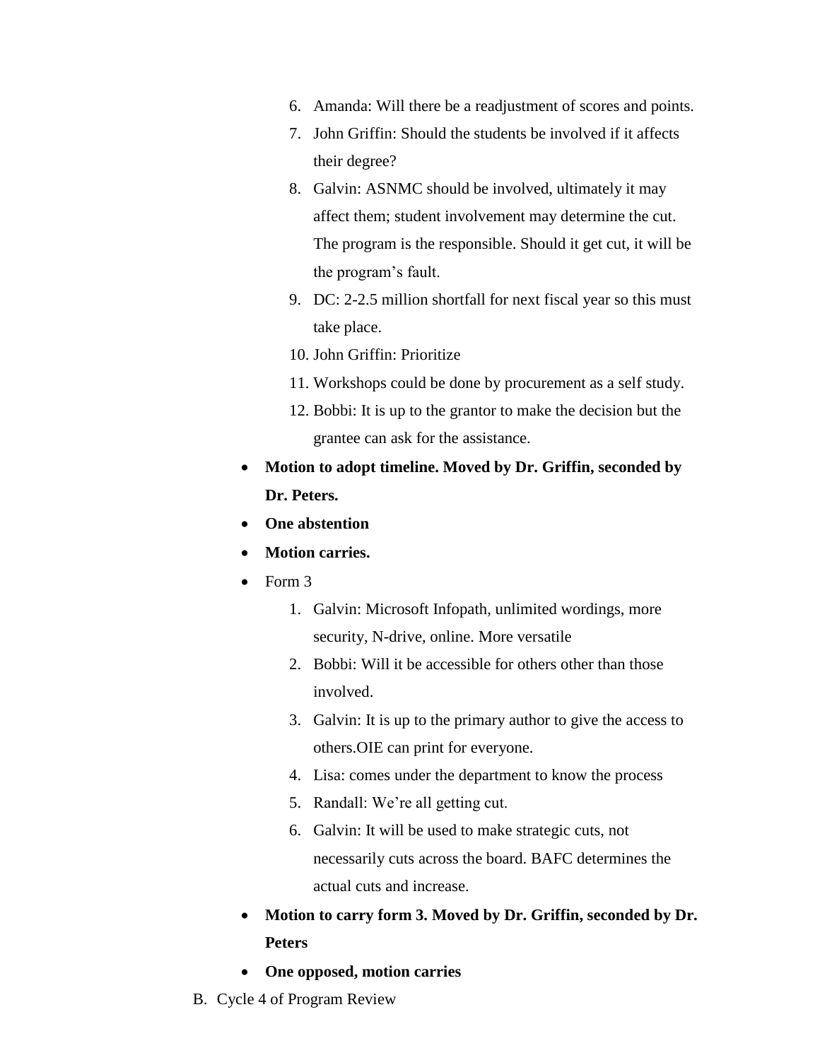6. Amanda: Will there be a readjustment of scores and points.
7. John Griffin: Should the students be involved if it affects their degree?
8. Galvin: ASNMC should be involved, ultimately it may affect them; student involvement may determine the cut. The program is the responsible. Should it get cut, it will be the program's fault.
9. DC: 2-2.5 million shortfall for next fiscal year so this must take place.
10. John Griffin: Prioritize
11. Workshops could be done by procurement as a self study.
12. Bobbi: It is up to the grantor to make the decision but the grantee can ask for the assistance.

- **Motion to adopt timeline. Moved by Dr. Griffin, seconded by Dr. Peters.**
- **One abstention**
- **Motion carries.**
- Form 3
  1. Galvin: Microsoft Infopath, unlimited wordings, more security, N-drive, online. More versatile
  2. Bobbi: Will it be accessible for others other than those involved.
  3. Galvin: It is up to the primary author to give the access to others.OIE can print for everyone.
  4. Lisa: comes under the department to know the process
  5. Randall: We're all getting cut.
  6. Galvin: It will be used to make strategic cuts, not necessarily cuts across the board. BAFC determines the actual cuts and increase.
- **Motion to carry form 3. Moved by Dr. Griffin, seconded by Dr. Peters**
- **One opposed, motion carries**

B. Cycle 4 of Program Review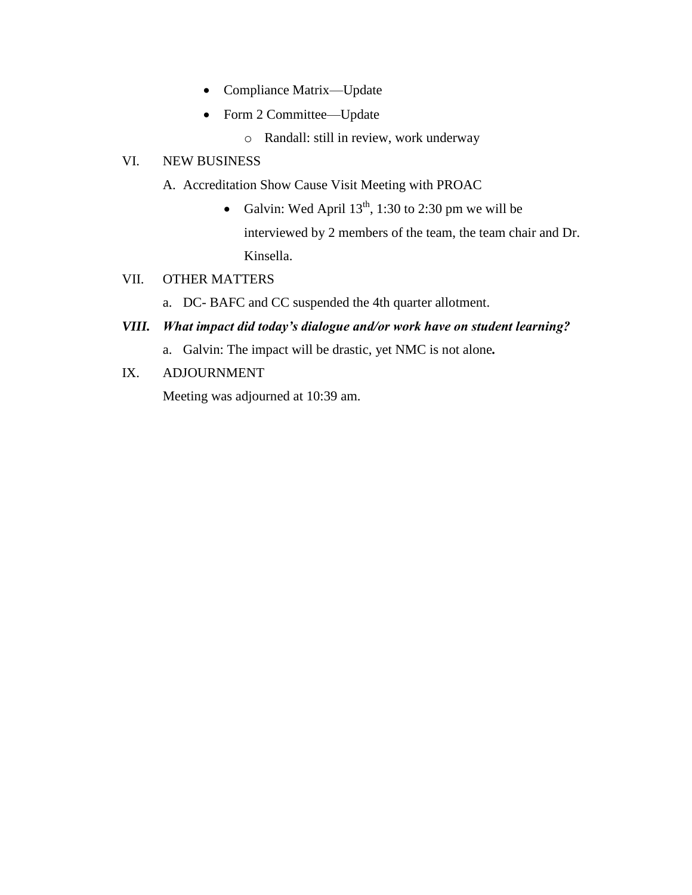- Compliance Matrix—Update
- Form 2 Committee—Update
    - Randall: still in review, work underway

VI. NEW BUSINESS

A. Accreditation Show Cause Visit Meeting with PROAC

- Galvin: Wed April 13th, 1:30 to 2:30 pm we will be interviewed by 2 members of the team, the team chair and Dr. Kinsella.

VII. OTHER MATTERS

a. DC- BAFC and CC suspended the 4th quarter allotment.

***VIII. What impact did today's dialogue and/or work have on student learning?***

a. Galvin: The impact will be drastic, yet NMC is not alone**.**

IX. ADJOURNMENT

Meeting was adjourned at 10:39 am.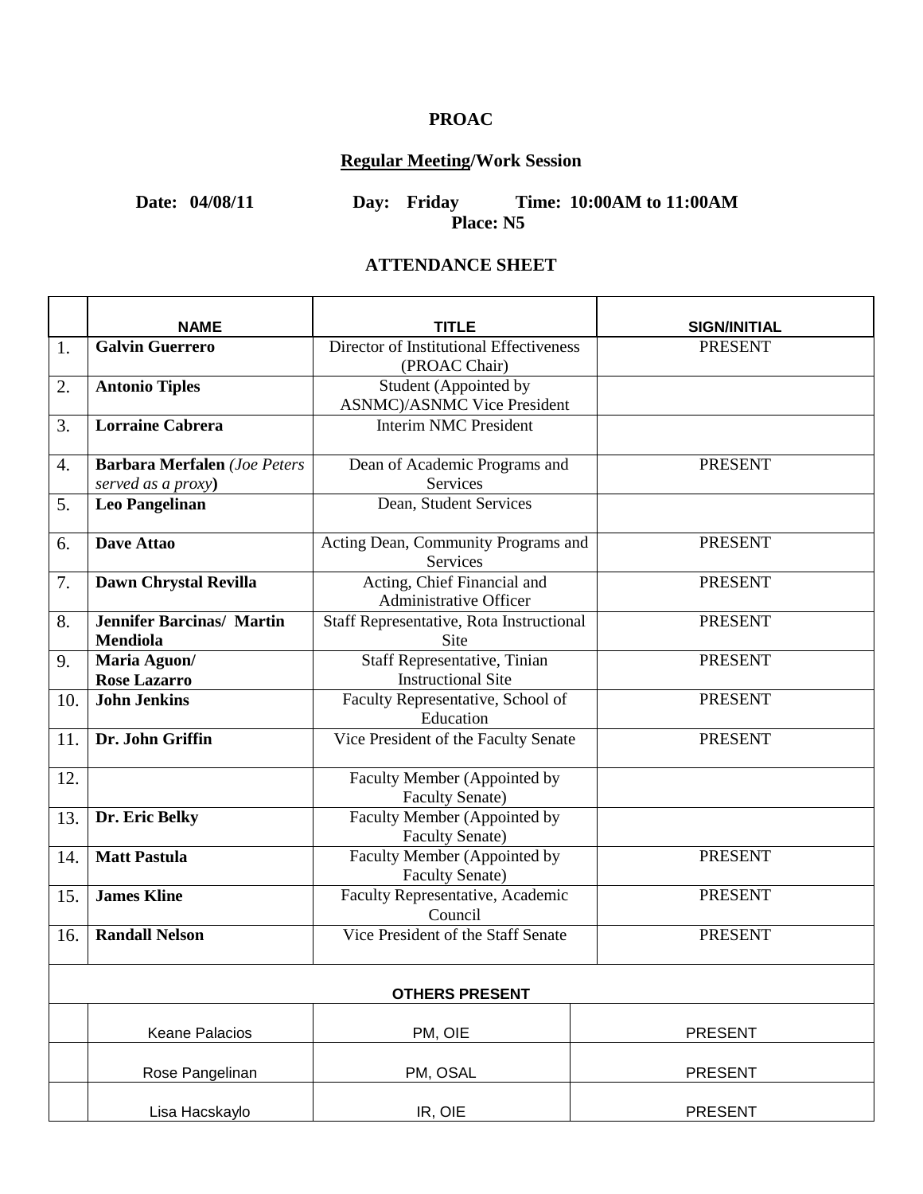**PROAC**

**Regular Meeting/Work Session**

**Date: 04/08/11 Day: Friday Time: 10:00AM to 11:00AM**
**Place: N5**

**ATTENDANCE SHEET**

| | NAME | TITLE | SIGN/INITIAL |
|---|---|---|---|
| 1. | **Galvin Guerrero** | Director of Institutional Effectiveness (PROAC Chair) | PRESENT |
| 2. | **Antonio Tiples** | Student (Appointed by ASNMC)/ASNMC Vice President | |
| 3. | **Lorraine Cabrera** | Interim NMC President | |
| 4. | **Barbara Merfalen** *(Joe Peters served as a proxy)* | Dean of Academic Programs and Services | PRESENT |
| 5. | **Leo Pangelinan** | Dean, Student Services | |
| 6. | **Dave Attao** | Acting Dean, Community Programs and Services | PRESENT |
| 7. | **Dawn Chrystal Revilla** | Acting, Chief Financial and Administrative Officer | PRESENT |
| 8. | **Jennifer Barcinas/ Martin Mendiola** | Staff Representative, Rota Instructional Site | PRESENT |
| 9. | **Maria Aguon/ Rose Lazarro** | Staff Representative, Tinian Instructional Site | PRESENT |
| 10. | **John Jenkins** | Faculty Representative, School of Education | PRESENT |
| 11. | **Dr. John Griffin** | Vice President of the Faculty Senate | PRESENT |
| 12. | | Faculty Member (Appointed by Faculty Senate) | |
| 13. | **Dr. Eric Belky** | Faculty Member (Appointed by Faculty Senate) | |
| 14. | **Matt Pastula** | Faculty Member (Appointed by Faculty Senate) | PRESENT |
| 15. | **James Kline** | Faculty Representative, Academic Council | PRESENT |
| 16. | **Randall Nelson** | Vice President of the Staff Senate | PRESENT |
| | **OTHERS PRESENT** | | |
| | Keane Palacios | PM, OIE | PRESENT |
| | Rose Pangelinan | PM, OSAL | PRESENT |
| | Lisa Hacskaylo | IR, OIE | PRESENT |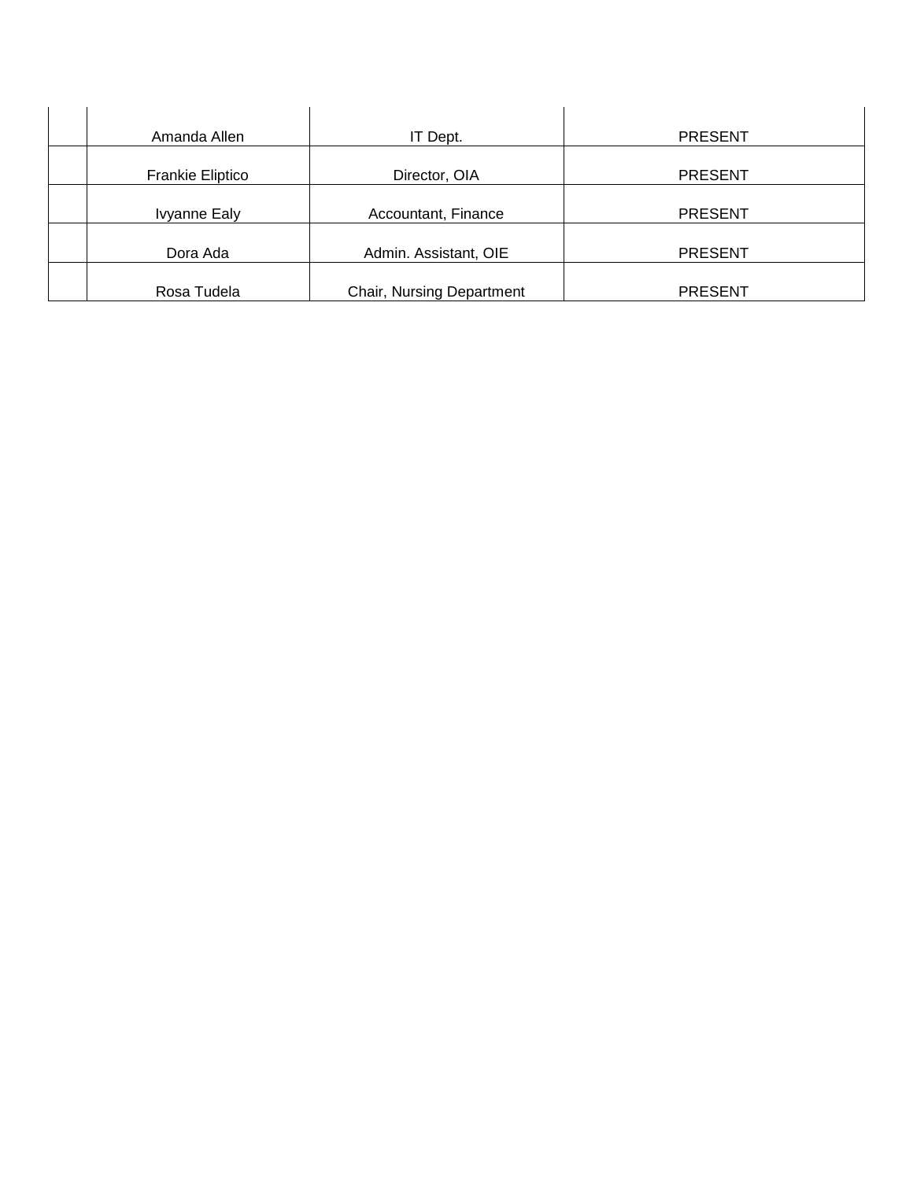| | | | |
|---|---|---|---|
| | Amanda Allen | IT Dept. | PRESENT |
| | Frankie Eliptico | Director, OIA | PRESENT |
| | Ivyanne Ealy | Accountant, Finance | PRESENT |
| | Dora Ada | Admin. Assistant, OIE | PRESENT |
| | Rosa Tudela | Chair, Nursing Department | PRESENT |